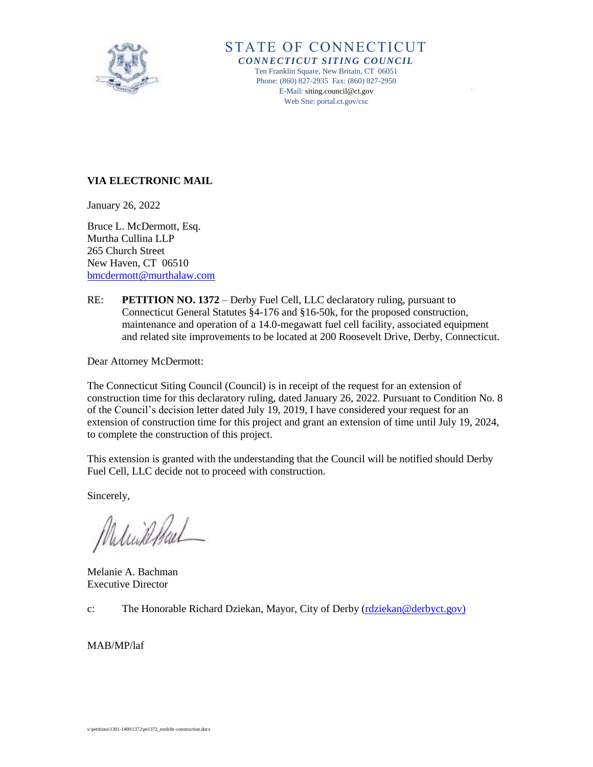STATE OF CONNECTICUT

***CONNECTICUT SITING COUNCIL***

Ten Franklin Square, New Britain, CT 06051
Phone: (860) 827-2935 Fax: (860) 827-2950
E-Mail: siting.council@ct.gov
Web Site: portal.ct.gov/csc

**VIA ELECTRONIC MAIL**

January 26, 2022

Bruce L. McDermott, Esq.
Murtha Cullina LLP
265 Church Street
New Haven, CT 06510
bmcdermott@murthalaw.com

RE: **PETITION NO. 1372** – Derby Fuel Cell, LLC declaratory ruling, pursuant to Connecticut General Statutes §4-176 and §16-50k, for the proposed construction, maintenance and operation of a 14.0-megawatt fuel cell facility, associated equipment and related site improvements to be located at 200 Roosevelt Drive, Derby, Connecticut.

Dear Attorney McDermott:

The Connecticut Siting Council (Council) is in receipt of the request for an extension of construction time for this declaratory ruling, dated January 26, 2022. Pursuant to Condition No. 8 of the Council's decision letter dated July 19, 2019, I have considered your request for an extension of construction time for this project and grant an extension of time until July 19, 2024, to complete the construction of this project.

This extension is granted with the understanding that the Council will be notified should Derby Fuel Cell, LLC decide not to proceed with construction.

Sincerely,

Melanie A. Bachman
Executive Director

c: The Honorable Richard Dziekan, Mayor, City of Derby (rdziekan@derbyct.gov)

MAB/MP/laf

s:\petitions\1301-1400\1372\pe1372_extdcltr-construction.docx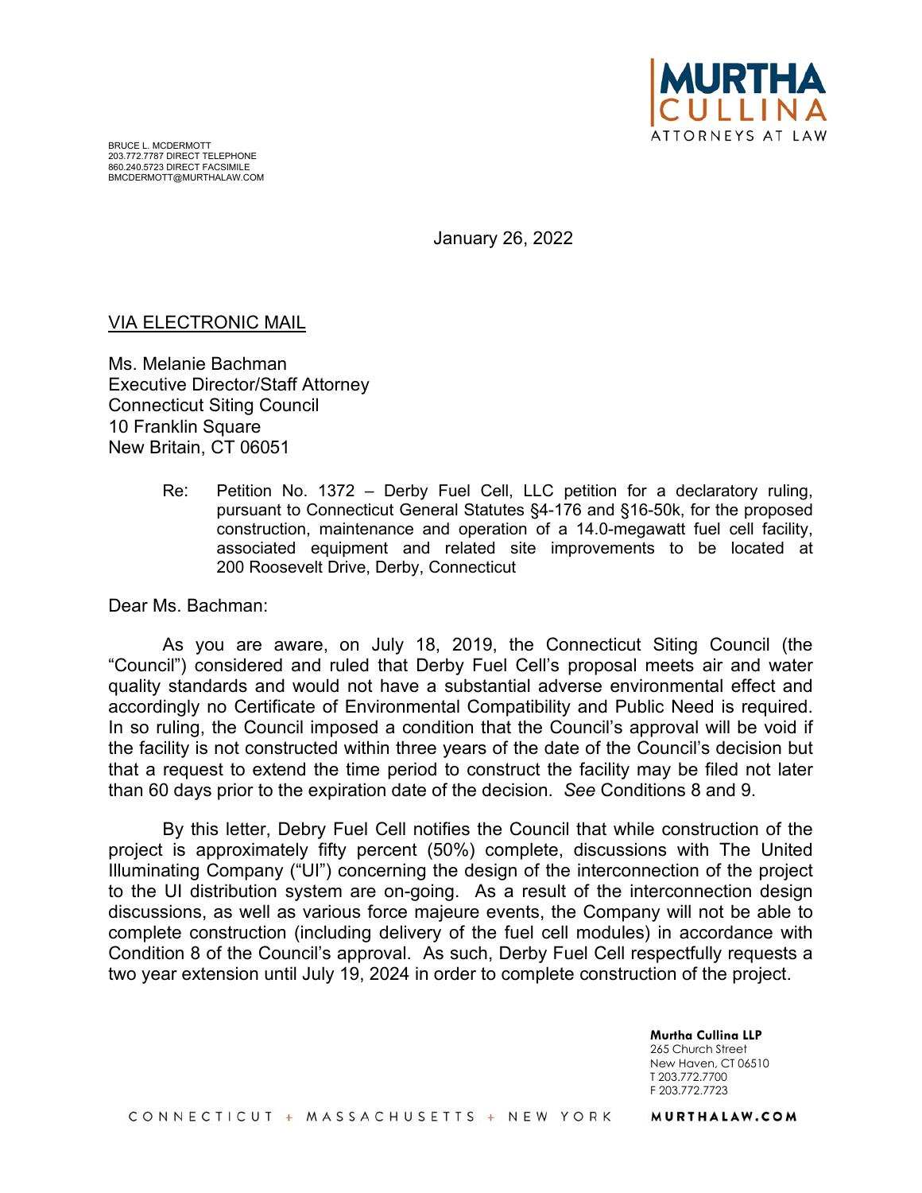BRUCE L. MCDERMOTT
203.772.7787 DIRECT TELEPHONE
860.240.5723 DIRECT FACSIMILE
BMCDERMOTT@MURTHALAW.COM

January 26, 2022

VIA ELECTRONIC MAIL

Ms. Melanie Bachman
Executive Director/Staff Attorney
Connecticut Siting Council
10 Franklin Square
New Britain, CT 06051

Re: Petition No. 1372 – Derby Fuel Cell, LLC petition for a declaratory ruling, pursuant to Connecticut General Statutes §4-176 and §16-50k, for the proposed construction, maintenance and operation of a 14.0-megawatt fuel cell facility, associated equipment and related site improvements to be located at 200 Roosevelt Drive, Derby, Connecticut

Dear Ms. Bachman:

As you are aware, on July 18, 2019, the Connecticut Siting Council (the "Council") considered and ruled that Derby Fuel Cell's proposal meets air and water quality standards and would not have a substantial adverse environmental effect and accordingly no Certificate of Environmental Compatibility and Public Need is required. In so ruling, the Council imposed a condition that the Council's approval will be void if the facility is not constructed within three years of the date of the Council's decision but that a request to extend the time period to construct the facility may be filed not later than 60 days prior to the expiration date of the decision. *See* Conditions 8 and 9.

By this letter, Debry Fuel Cell notifies the Council that while construction of the project is approximately fifty percent (50%) complete, discussions with The United Illuminating Company ("UI") concerning the design of the interconnection of the project to the UI distribution system are on-going. As a result of the interconnection design discussions, as well as various force majeure events, the Company will not be able to complete construction (including delivery of the fuel cell modules) in accordance with Condition 8 of the Council's approval. As such, Derby Fuel Cell respectfully requests a two year extension until July 19, 2024 in order to complete construction of the project.

**Murtha Cullina LLP**
265 Church Street
New Haven, CT 06510
T 203.772.7700
F 203.772.7723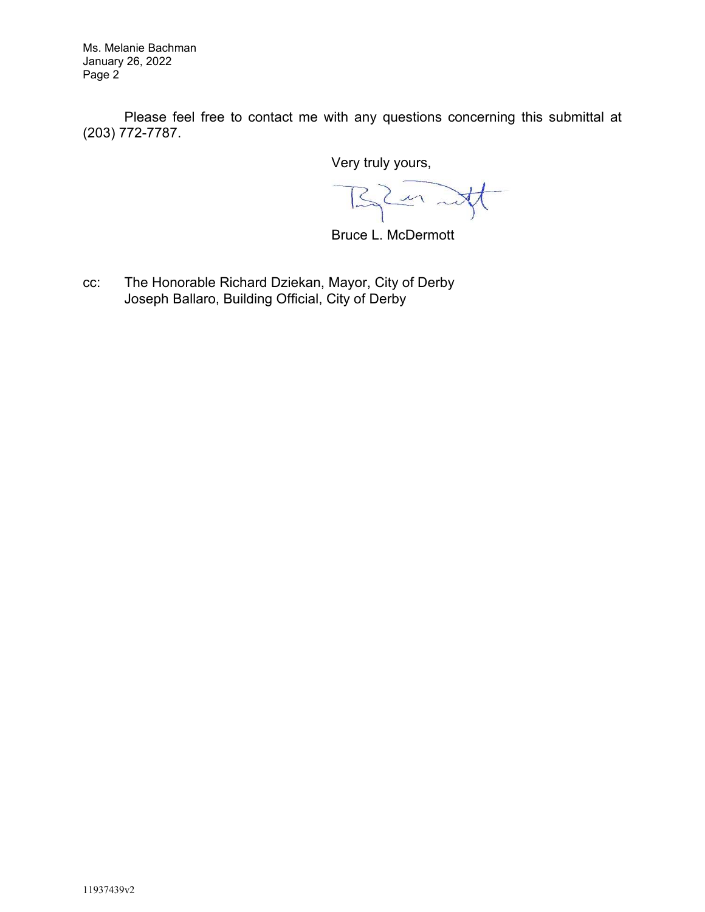Please feel free to contact me with any questions concerning this submittal at (203) 772-7787.

Very truly yours,

Bruce L. McDermott

cc: The Honorable Richard Dziekan, Mayor, City of Derby
Joseph Ballaro, Building Official, City of Derby

11937439v2